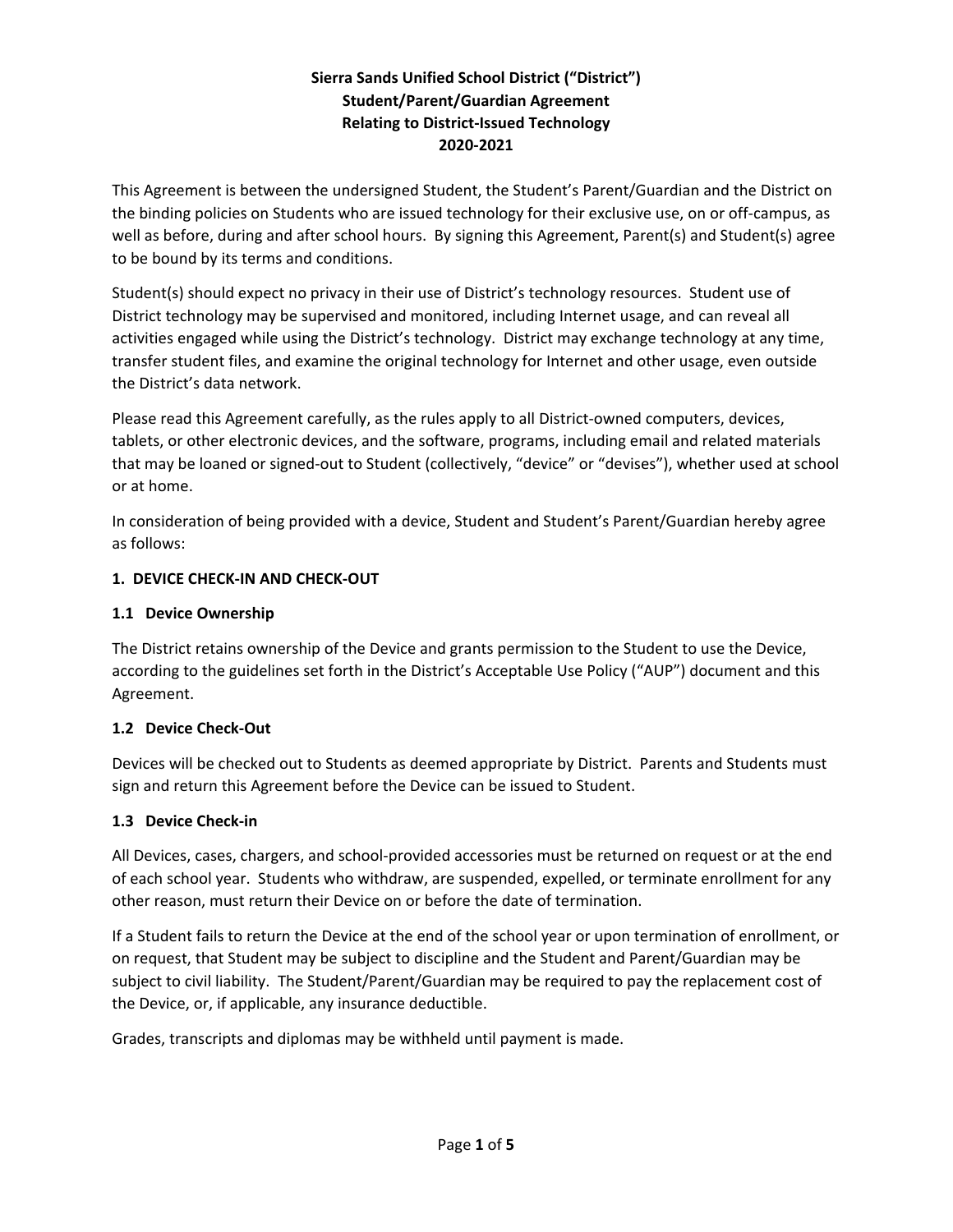# Sierra Sands Unified School District ("District")
# Student/Parent/Guardian Agreement
# Relating to District-Issued Technology
# 2020-2021

This Agreement is between the undersigned Student, the Student's Parent/Guardian and the District on the binding policies on Students who are issued technology for their exclusive use, on or off-campus, as well as before, during and after school hours. By signing this Agreement, Parent(s) and Student(s) agree to be bound by its terms and conditions.

Student(s) should expect no privacy in their use of District's technology resources. Student use of District technology may be supervised and monitored, including Internet usage, and can reveal all activities engaged while using the District's technology. District may exchange technology at any time, transfer student files, and examine the original technology for Internet and other usage, even outside the District's data network.

Please read this Agreement carefully, as the rules apply to all District-owned computers, devices, tablets, or other electronic devices, and the software, programs, including email and related materials that may be loaned or signed-out to Student (collectively, "device" or "devises"), whether used at school or at home.

In consideration of being provided with a device, Student and Student's Parent/Guardian hereby agree as follows:

## 1. DEVICE CHECK-IN AND CHECK-OUT

### 1.1 Device Ownership

The District retains ownership of the Device and grants permission to the Student to use the Device, according to the guidelines set forth in the District's Acceptable Use Policy ("AUP") document and this Agreement.

### 1.2 Device Check-Out

Devices will be checked out to Students as deemed appropriate by District. Parents and Students must sign and return this Agreement before the Device can be issued to Student.

### 1.3 Device Check-in

All Devices, cases, chargers, and school-provided accessories must be returned on request or at the end of each school year. Students who withdraw, are suspended, expelled, or terminate enrollment for any other reason, must return their Device on or before the date of termination.

If a Student fails to return the Device at the end of the school year or upon termination of enrollment, or on request, that Student may be subject to discipline and the Student and Parent/Guardian may be subject to civil liability. The Student/Parent/Guardian may be required to pay the replacement cost of the Device, or, if applicable, any insurance deductible.

Grades, transcripts and diplomas may be withheld until payment is made.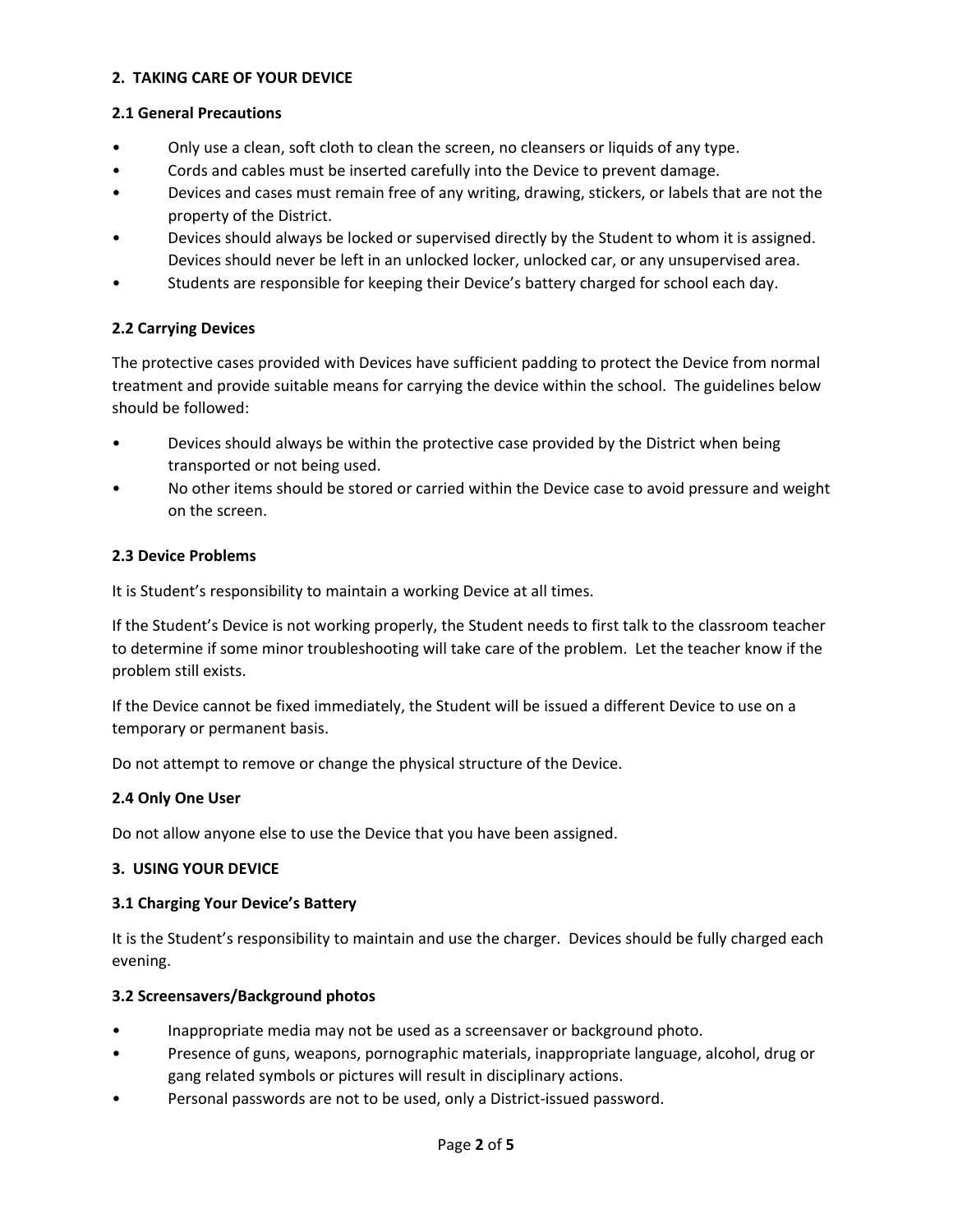## 2. TAKING CARE OF YOUR DEVICE

### 2.1 General Precautions

- Only use a clean, soft cloth to clean the screen, no cleansers or liquids of any type.
- Cords and cables must be inserted carefully into the Device to prevent damage.
- Devices and cases must remain free of any writing, drawing, stickers, or labels that are not the property of the District.
- Devices should always be locked or supervised directly by the Student to whom it is assigned. Devices should never be left in an unlocked locker, unlocked car, or any unsupervised area.
- Students are responsible for keeping their Device's battery charged for school each day.

### 2.2 Carrying Devices

The protective cases provided with Devices have sufficient padding to protect the Device from normal treatment and provide suitable means for carrying the device within the school. The guidelines below should be followed:

- Devices should always be within the protective case provided by the District when being transported or not being used.
- No other items should be stored or carried within the Device case to avoid pressure and weight on the screen.

### 2.3 Device Problems

It is Student's responsibility to maintain a working Device at all times.

If the Student's Device is not working properly, the Student needs to first talk to the classroom teacher to determine if some minor troubleshooting will take care of the problem. Let the teacher know if the problem still exists.

If the Device cannot be fixed immediately, the Student will be issued a different Device to use on a temporary or permanent basis.

Do not attempt to remove or change the physical structure of the Device.

### 2.4 Only One User

Do not allow anyone else to use the Device that you have been assigned.

## 3. USING YOUR DEVICE

### 3.1 Charging Your Device's Battery

It is the Student's responsibility to maintain and use the charger. Devices should be fully charged each evening.

### 3.2 Screensavers/Background photos

- Inappropriate media may not be used as a screensaver or background photo.
- Presence of guns, weapons, pornographic materials, inappropriate language, alcohol, drug or gang related symbols or pictures will result in disciplinary actions.
- Personal passwords are not to be used, only a District-issued password.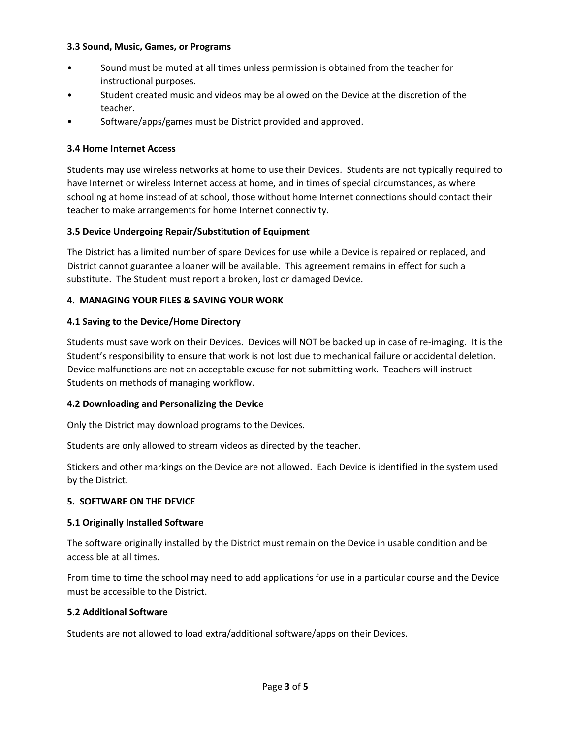### 3.3 Sound, Music, Games, or Programs

- Sound must be muted at all times unless permission is obtained from the teacher for instructional purposes.
- Student created music and videos may be allowed on the Device at the discretion of the teacher.
- Software/apps/games must be District provided and approved.

### 3.4 Home Internet Access

Students may use wireless networks at home to use their Devices. Students are not typically required to have Internet or wireless Internet access at home, and in times of special circumstances, as where schooling at home instead of at school, those without home Internet connections should contact their teacher to make arrangements for home Internet connectivity.

### 3.5 Device Undergoing Repair/Substitution of Equipment

The District has a limited number of spare Devices for use while a Device is repaired or replaced, and District cannot guarantee a loaner will be available. This agreement remains in effect for such a substitute. The Student must report a broken, lost or damaged Device.

## 4. MANAGING YOUR FILES & SAVING YOUR WORK

### 4.1 Saving to the Device/Home Directory

Students must save work on their Devices. Devices will NOT be backed up in case of re-imaging. It is the Student's responsibility to ensure that work is not lost due to mechanical failure or accidental deletion. Device malfunctions are not an acceptable excuse for not submitting work. Teachers will instruct Students on methods of managing workflow.

### 4.2 Downloading and Personalizing the Device

Only the District may download programs to the Devices.

Students are only allowed to stream videos as directed by the teacher.

Stickers and other markings on the Device are not allowed. Each Device is identified in the system used by the District.

## 5. SOFTWARE ON THE DEVICE

### 5.1 Originally Installed Software

The software originally installed by the District must remain on the Device in usable condition and be accessible at all times.

From time to time the school may need to add applications for use in a particular course and the Device must be accessible to the District.

### 5.2 Additional Software

Students are not allowed to load extra/additional software/apps on their Devices.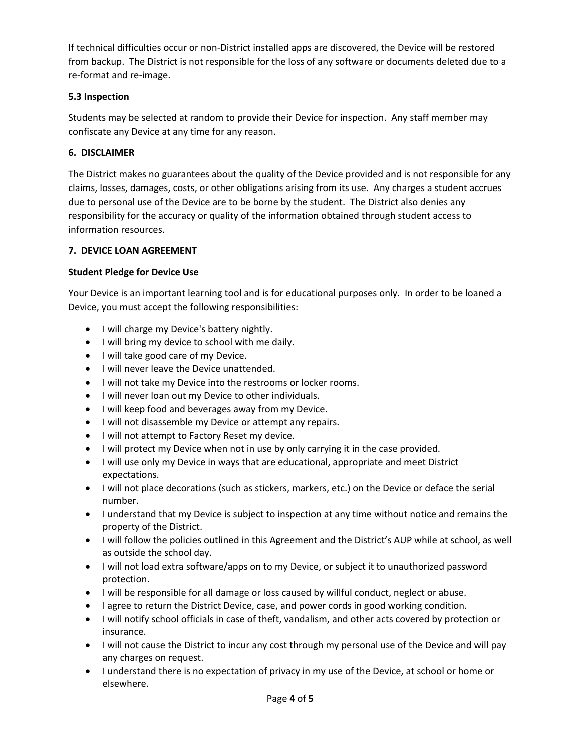If technical difficulties occur or non-District installed apps are discovered, the Device will be restored from backup. The District is not responsible for the loss of any software or documents deleted due to a re-format and re-image.

### 5.3 Inspection

Students may be selected at random to provide their Device for inspection. Any staff member may confiscate any Device at any time for any reason.

## 6. DISCLAIMER

The District makes no guarantees about the quality of the Device provided and is not responsible for any claims, losses, damages, costs, or other obligations arising from its use. Any charges a student accrues due to personal use of the Device are to be borne by the student. The District also denies any responsibility for the accuracy or quality of the information obtained through student access to information resources.

## 7. DEVICE LOAN AGREEMENT

### Student Pledge for Device Use

Your Device is an important learning tool and is for educational purposes only. In order to be loaned a Device, you must accept the following responsibilities:

- I will charge my Device's battery nightly.
- I will bring my device to school with me daily.
- I will take good care of my Device.
- I will never leave the Device unattended.
- I will not take my Device into the restrooms or locker rooms.
- I will never loan out my Device to other individuals.
- I will keep food and beverages away from my Device.
- I will not disassemble my Device or attempt any repairs.
- I will not attempt to Factory Reset my device.
- I will protect my Device when not in use by only carrying it in the case provided.
- I will use only my Device in ways that are educational, appropriate and meet District expectations.
- I will not place decorations (such as stickers, markers, etc.) on the Device or deface the serial number.
- I understand that my Device is subject to inspection at any time without notice and remains the property of the District.
- I will follow the policies outlined in this Agreement and the District's AUP while at school, as well as outside the school day.
- I will not load extra software/apps on to my Device, or subject it to unauthorized password protection.
- I will be responsible for all damage or loss caused by willful conduct, neglect or abuse.
- I agree to return the District Device, case, and power cords in good working condition.
- I will notify school officials in case of theft, vandalism, and other acts covered by protection or insurance.
- I will not cause the District to incur any cost through my personal use of the Device and will pay any charges on request.
- I understand there is no expectation of privacy in my use of the Device, at school or home or elsewhere.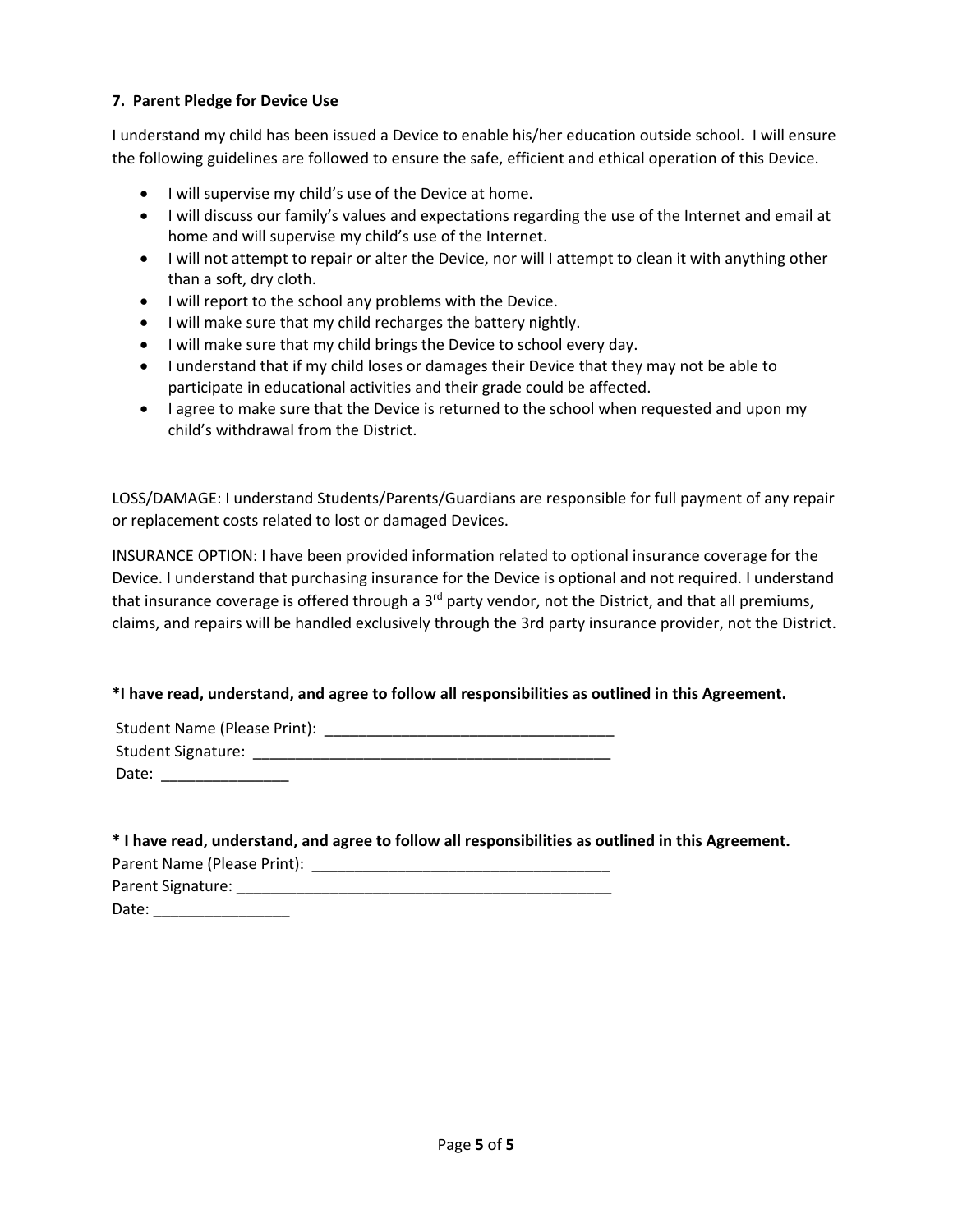### 7. Parent Pledge for Device Use

I understand my child has been issued a Device to enable his/her education outside school. I will ensure the following guidelines are followed to ensure the safe, efficient and ethical operation of this Device.

- I will supervise my child's use of the Device at home.
- I will discuss our family's values and expectations regarding the use of the Internet and email at home and will supervise my child's use of the Internet.
- I will not attempt to repair or alter the Device, nor will I attempt to clean it with anything other than a soft, dry cloth.
- I will report to the school any problems with the Device.
- I will make sure that my child recharges the battery nightly.
- I will make sure that my child brings the Device to school every day.
- I understand that if my child loses or damages their Device that they may not be able to participate in educational activities and their grade could be affected.
- I agree to make sure that the Device is returned to the school when requested and upon my child's withdrawal from the District.

LOSS/DAMAGE: I understand Students/Parents/Guardians are responsible for full payment of any repair or replacement costs related to lost or damaged Devices.

INSURANCE OPTION: I have been provided information related to optional insurance coverage for the Device. I understand that purchasing insurance for the Device is optional and not required. I understand that insurance coverage is offered through a 3rd party vendor, not the District, and that all premiums, claims, and repairs will be handled exclusively through the 3rd party insurance provider, not the District.

**\*I have read, understand, and agree to follow all responsibilities as outlined in this Agreement.**

Student Name (Please Print): ___________________________________

Student Signature: ___________________________________________

Date: _______________

**\* I have read, understand, and agree to follow all responsibilities as outlined in this Agreement.**

Parent Name (Please Print): ___________________________________

Parent Signature: _____________________________________________

Date: ________________